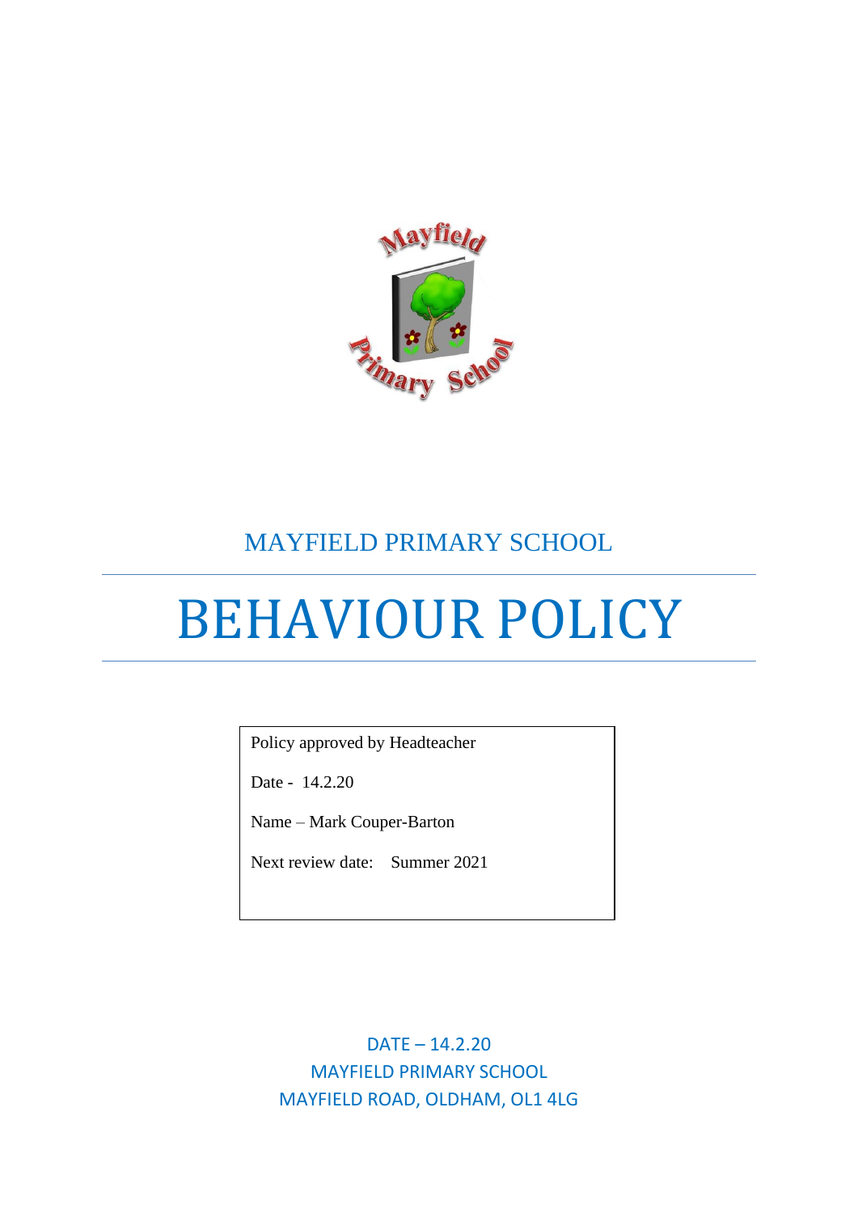MAYFIELD PRIMARY SCHOOL

# BEHAVIOUR POLICY

Policy approved by Headteacher

Date - 14.2.20

Name – Mark Couper-Barton

Next review date: Summer 2021

DATE – 14.2.20
MAYFIELD PRIMARY SCHOOL
MAYFIELD ROAD, OLDHAM, OL1 4LG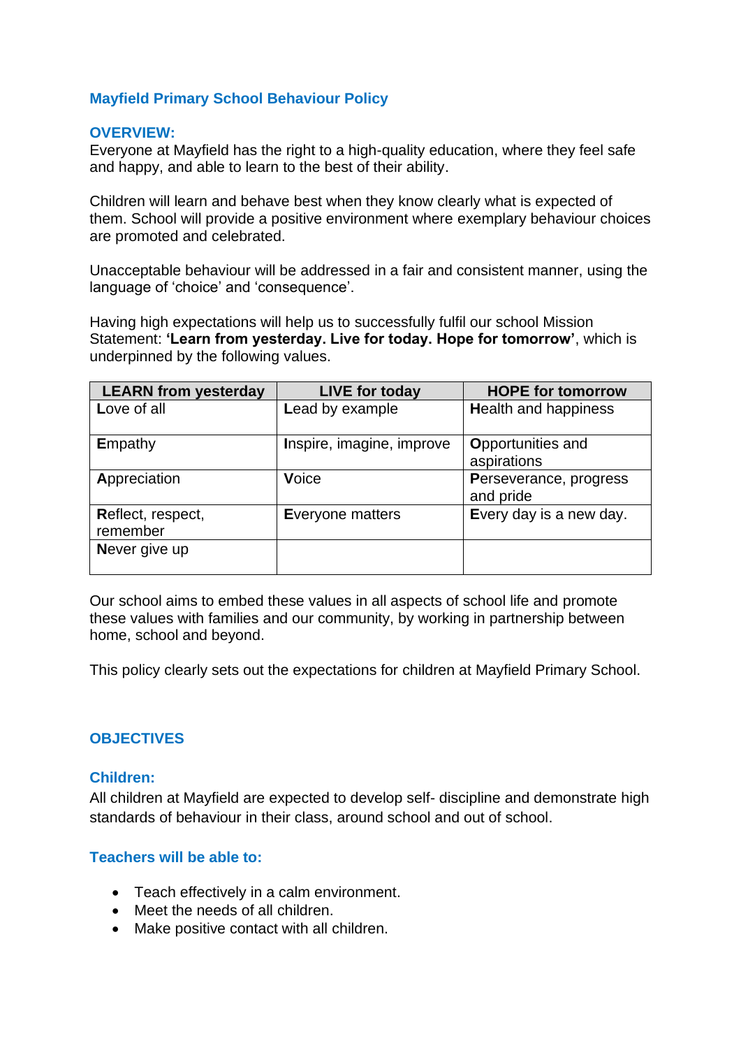## Mayfield Primary School Behaviour Policy

### OVERVIEW:

Everyone at Mayfield has the right to a high-quality education, where they feel safe and happy, and able to learn to the best of their ability.

Children will learn and behave best when they know clearly what is expected of them. School will provide a positive environment where exemplary behaviour choices are promoted and celebrated.

Unacceptable behaviour will be addressed in a fair and consistent manner, using the language of 'choice' and 'consequence'.

Having high expectations will help us to successfully fulfil our school Mission Statement: **'Learn from yesterday. Live for today. Hope for tomorrow'**, which is underpinned by the following values.

| LEARN from yesterday | LIVE for today | HOPE for tomorrow |
|---|---|---|
| **L**ove of all | **L**ead by example | **H**ealth and happiness |
| **E**mpathy | **I**nspire, imagine, improve | **O**pportunities and aspirations |
| **A**ppreciation | **V**oice | **P**erseverance, progress and pride |
| **R**eflect, respect, remember | **E**veryone matters | **E**very day is a new day. |
| **N**ever give up | | |

Our school aims to embed these values in all aspects of school life and promote these values with families and our community, by working in partnership between home, school and beyond.

This policy clearly sets out the expectations for children at Mayfield Primary School.

### OBJECTIVES

#### Children:

All children at Mayfield are expected to develop self- discipline and demonstrate high standards of behaviour in their class, around school and out of school.

#### Teachers will be able to:

- Teach effectively in a calm environment.
- Meet the needs of all children.
- Make positive contact with all children.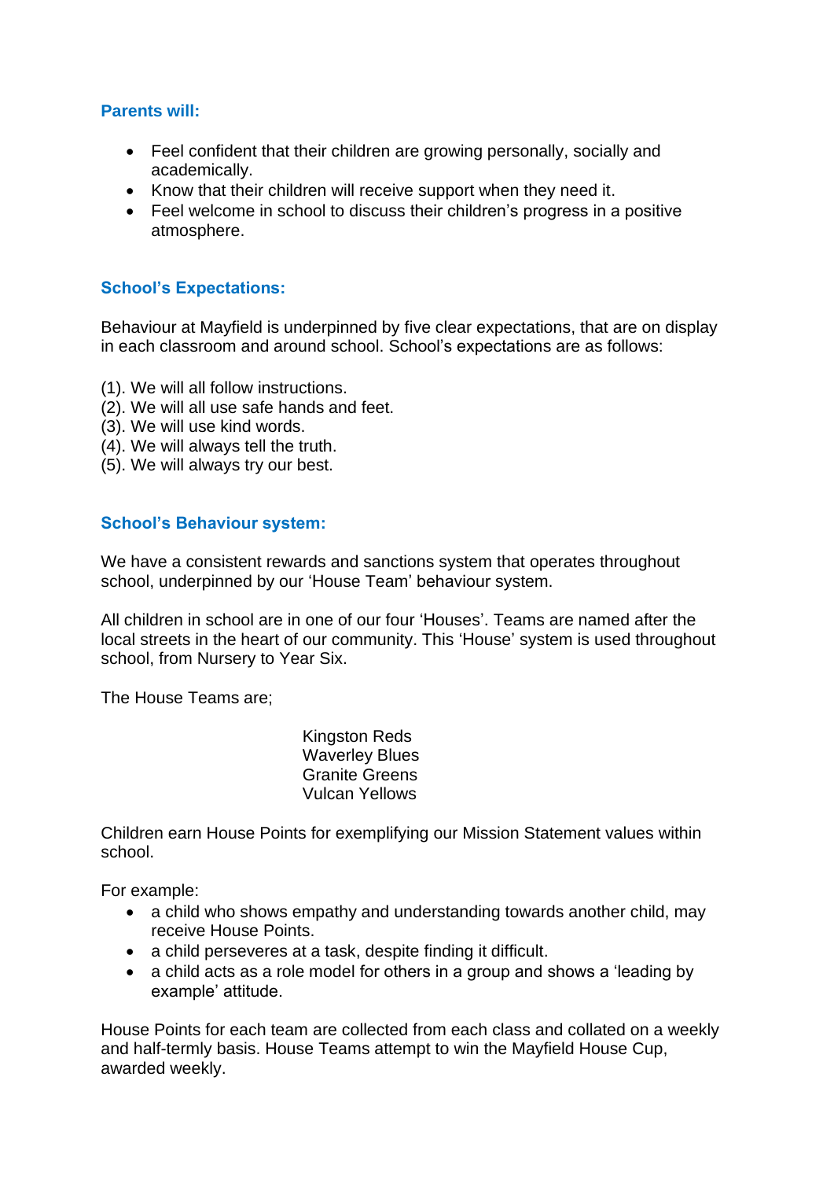### Parents will:

- Feel confident that their children are growing personally, socially and academically.
- Know that their children will receive support when they need it.
- Feel welcome in school to discuss their children's progress in a positive atmosphere.

### School's Expectations:

Behaviour at Mayfield is underpinned by five clear expectations, that are on display in each classroom and around school. School's expectations are as follows:

(1). We will all follow instructions.
(2). We will all use safe hands and feet.
(3). We will use kind words.
(4). We will always tell the truth.
(5). We will always try our best.

### School's Behaviour system:

We have a consistent rewards and sanctions system that operates throughout school, underpinned by our 'House Team' behaviour system.

All children in school are in one of our four 'Houses'. Teams are named after the local streets in the heart of our community. This 'House' system is used throughout school, from Nursery to Year Six.

The House Teams are;

Kingston Reds
Waverley Blues
Granite Greens
Vulcan Yellows

Children earn House Points for exemplifying our Mission Statement values within school.

For example:

- a child who shows empathy and understanding towards another child, may receive House Points.
- a child perseveres at a task, despite finding it difficult.
- a child acts as a role model for others in a group and shows a 'leading by example' attitude.

House Points for each team are collected from each class and collated on a weekly and half-termly basis. House Teams attempt to win the Mayfield House Cup, awarded weekly.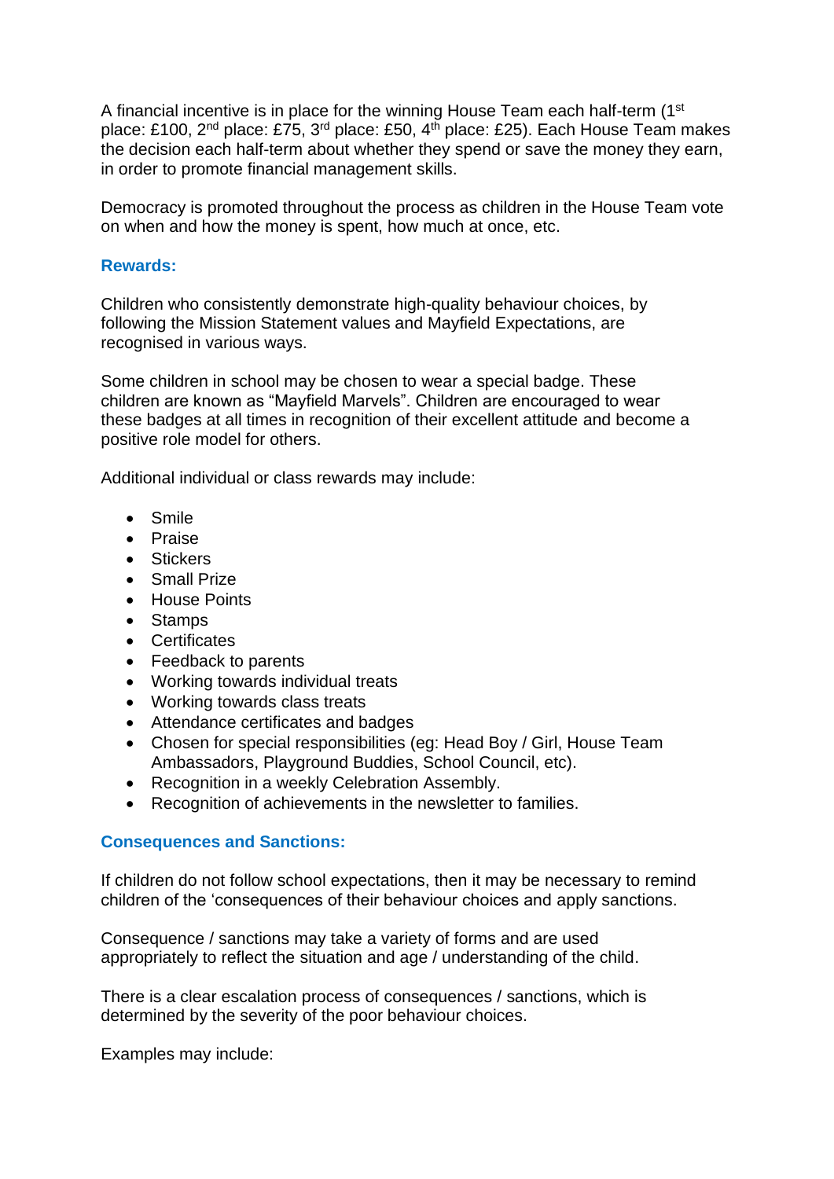A financial incentive is in place for the winning House Team each half-term (1st place: £100, 2nd place: £75, 3rd place: £50, 4th place: £25). Each House Team makes the decision each half-term about whether they spend or save the money they earn, in order to promote financial management skills.

Democracy is promoted throughout the process as children in the House Team vote on when and how the money is spent, how much at once, etc.

### Rewards:

Children who consistently demonstrate high-quality behaviour choices, by following the Mission Statement values and Mayfield Expectations, are recognised in various ways.

Some children in school may be chosen to wear a special badge. These children are known as "Mayfield Marvels". Children are encouraged to wear these badges at all times in recognition of their excellent attitude and become a positive role model for others.

Additional individual or class rewards may include:

- Smile
- Praise
- Stickers
- Small Prize
- House Points
- Stamps
- Certificates
- Feedback to parents
- Working towards individual treats
- Working towards class treats
- Attendance certificates and badges
- Chosen for special responsibilities (eg: Head Boy / Girl, House Team Ambassadors, Playground Buddies, School Council, etc).
- Recognition in a weekly Celebration Assembly.
- Recognition of achievements in the newsletter to families.

### Consequences and Sanctions:

If children do not follow school expectations, then it may be necessary to remind children of the 'consequences of their behaviour choices and apply sanctions.

Consequence / sanctions may take a variety of forms and are used appropriately to reflect the situation and age / understanding of the child.

There is a clear escalation process of consequences / sanctions, which is determined by the severity of the poor behaviour choices.

Examples may include: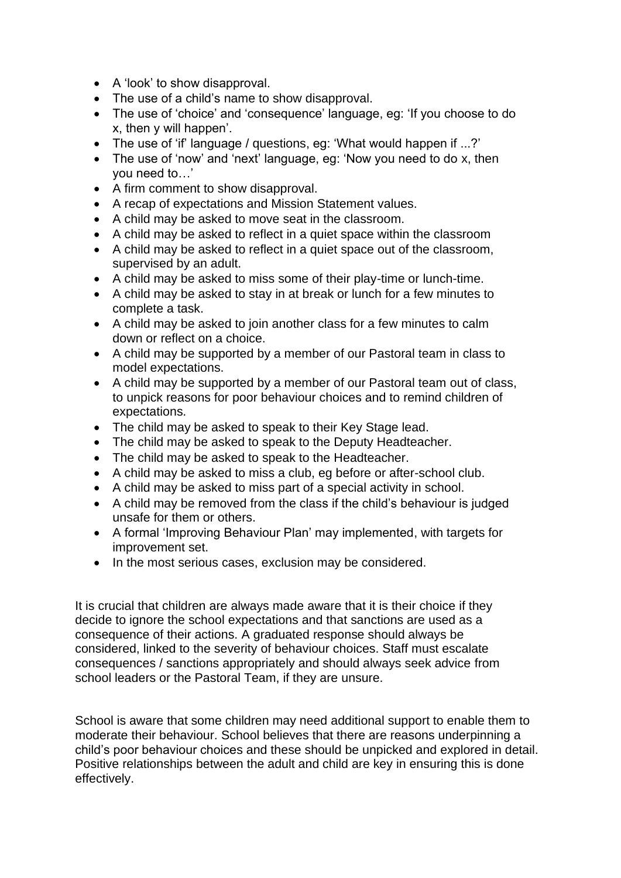- A 'look' to show disapproval.
- The use of a child's name to show disapproval.
- The use of 'choice' and 'consequence' language, eg: 'If you choose to do x, then y will happen'.
- The use of 'if' language / questions, eg: 'What would happen if ...?'
- The use of 'now' and 'next' language, eg: 'Now you need to do x, then you need to…'
- A firm comment to show disapproval.
- A recap of expectations and Mission Statement values.
- A child may be asked to move seat in the classroom.
- A child may be asked to reflect in a quiet space within the classroom
- A child may be asked to reflect in a quiet space out of the classroom, supervised by an adult.
- A child may be asked to miss some of their play-time or lunch-time.
- A child may be asked to stay in at break or lunch for a few minutes to complete a task.
- A child may be asked to join another class for a few minutes to calm down or reflect on a choice.
- A child may be supported by a member of our Pastoral team in class to model expectations.
- A child may be supported by a member of our Pastoral team out of class, to unpick reasons for poor behaviour choices and to remind children of expectations.
- The child may be asked to speak to their Key Stage lead.
- The child may be asked to speak to the Deputy Headteacher.
- The child may be asked to speak to the Headteacher.
- A child may be asked to miss a club, eg before or after-school club.
- A child may be asked to miss part of a special activity in school.
- A child may be removed from the class if the child's behaviour is judged unsafe for them or others.
- A formal 'Improving Behaviour Plan' may implemented, with targets for improvement set.
- In the most serious cases, exclusion may be considered.

It is crucial that children are always made aware that it is their choice if they decide to ignore the school expectations and that sanctions are used as a consequence of their actions. A graduated response should always be considered, linked to the severity of behaviour choices. Staff must escalate consequences / sanctions appropriately and should always seek advice from school leaders or the Pastoral Team, if they are unsure.

School is aware that some children may need additional support to enable them to moderate their behaviour. School believes that there are reasons underpinning a child's poor behaviour choices and these should be unpicked and explored in detail. Positive relationships between the adult and child are key in ensuring this is done effectively.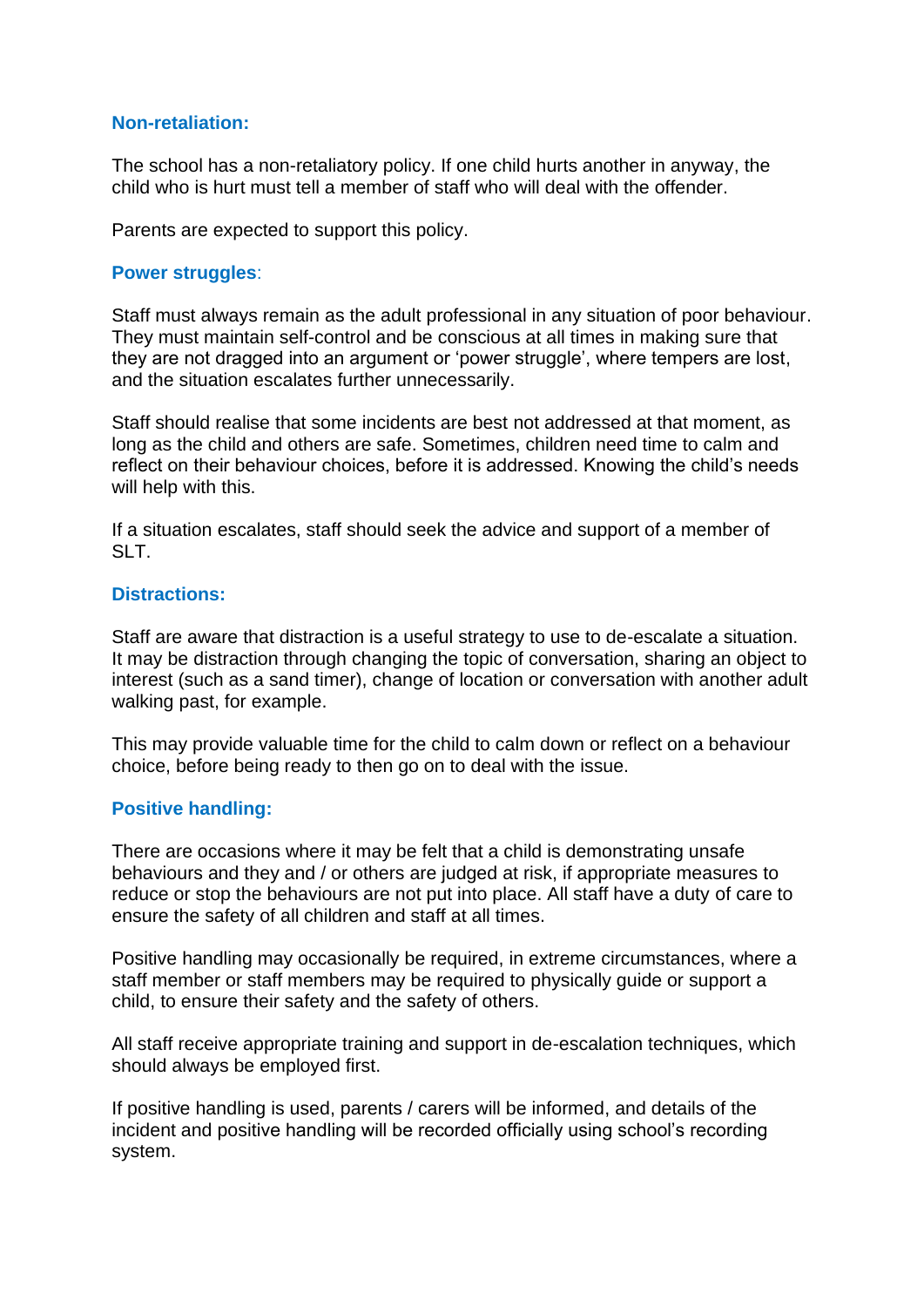### Non-retaliation:

The school has a non-retaliatory policy. If one child hurts another in anyway, the child who is hurt must tell a member of staff who will deal with the offender.

Parents are expected to support this policy.

### Power struggles:

Staff must always remain as the adult professional in any situation of poor behaviour. They must maintain self-control and be conscious at all times in making sure that they are not dragged into an argument or 'power struggle', where tempers are lost, and the situation escalates further unnecessarily.

Staff should realise that some incidents are best not addressed at that moment, as long as the child and others are safe. Sometimes, children need time to calm and reflect on their behaviour choices, before it is addressed. Knowing the child's needs will help with this.

If a situation escalates, staff should seek the advice and support of a member of SLT.

### Distractions:

Staff are aware that distraction is a useful strategy to use to de-escalate a situation. It may be distraction through changing the topic of conversation, sharing an object to interest (such as a sand timer), change of location or conversation with another adult walking past, for example.

This may provide valuable time for the child to calm down or reflect on a behaviour choice, before being ready to then go on to deal with the issue.

### Positive handling:

There are occasions where it may be felt that a child is demonstrating unsafe behaviours and they and / or others are judged at risk, if appropriate measures to reduce or stop the behaviours are not put into place. All staff have a duty of care to ensure the safety of all children and staff at all times.

Positive handling may occasionally be required, in extreme circumstances, where a staff member or staff members may be required to physically guide or support a child, to ensure their safety and the safety of others.

All staff receive appropriate training and support in de-escalation techniques, which should always be employed first.

If positive handling is used, parents / carers will be informed, and details of the incident and positive handling will be recorded officially using school's recording system.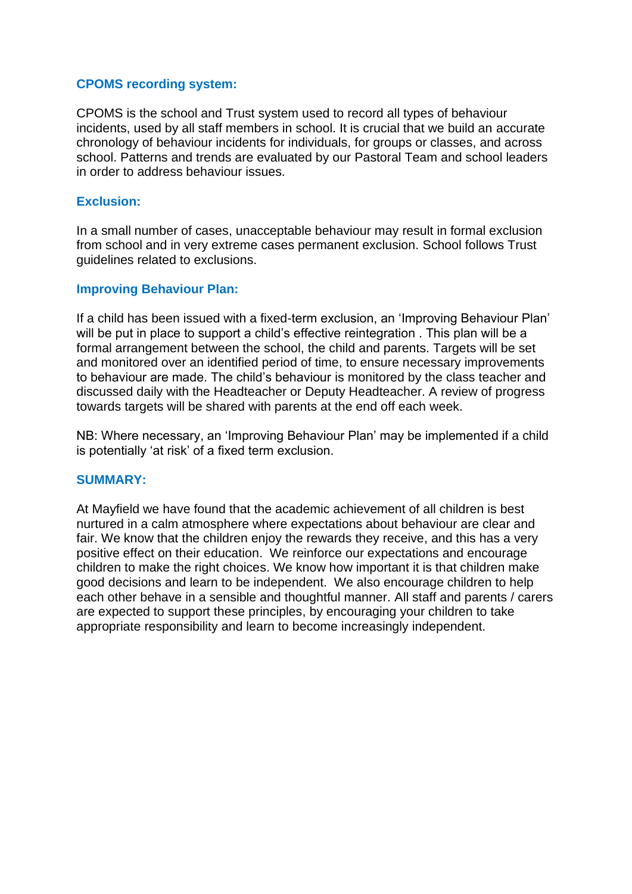### CPOMS recording system:

CPOMS is the school and Trust system used to record all types of behaviour incidents, used by all staff members in school. It is crucial that we build an accurate chronology of behaviour incidents for individuals, for groups or classes, and across school. Patterns and trends are evaluated by our Pastoral Team and school leaders in order to address behaviour issues.

### Exclusion:

In a small number of cases, unacceptable behaviour may result in formal exclusion from school and in very extreme cases permanent exclusion. School follows Trust guidelines related to exclusions.

### Improving Behaviour Plan:

If a child has been issued with a fixed-term exclusion, an 'Improving Behaviour Plan' will be put in place to support a child's effective reintegration . This plan will be a formal arrangement between the school, the child and parents. Targets will be set and monitored over an identified period of time, to ensure necessary improvements to behaviour are made. The child's behaviour is monitored by the class teacher and discussed daily with the Headteacher or Deputy Headteacher. A review of progress towards targets will be shared with parents at the end off each week.

NB: Where necessary, an 'Improving Behaviour Plan' may be implemented if a child is potentially 'at risk' of a fixed term exclusion.

### SUMMARY:

At Mayfield we have found that the academic achievement of all children is best nurtured in a calm atmosphere where expectations about behaviour are clear and fair. We know that the children enjoy the rewards they receive, and this has a very positive effect on their education. We reinforce our expectations and encourage children to make the right choices. We know how important it is that children make good decisions and learn to be independent. We also encourage children to help each other behave in a sensible and thoughtful manner. All staff and parents / carers are expected to support these principles, by encouraging your children to take appropriate responsibility and learn to become increasingly independent.